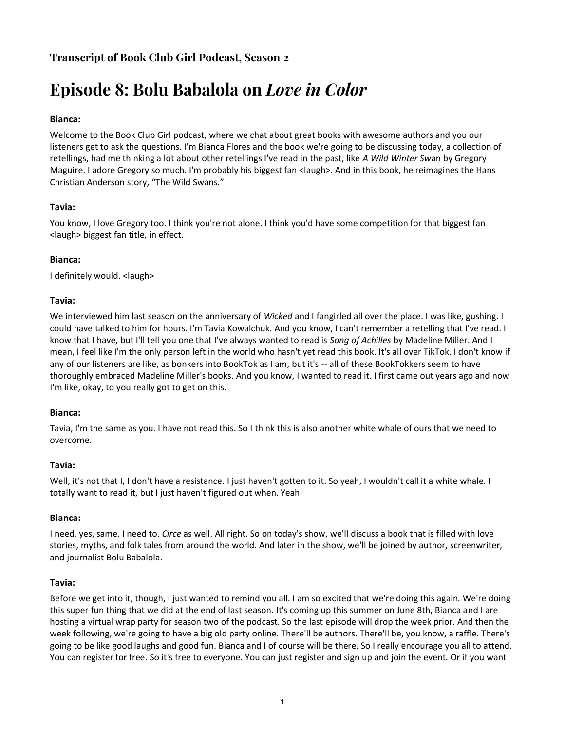### Transcript of Book Club Girl Podcast, Season 2

# Episode 8: Bolu Babalola on *Love in Color*

**Bianca:**

Welcome to the Book Club Girl podcast, where we chat about great books with awesome authors and you our listeners get to ask the questions. I'm Bianca Flores and the book we're going to be discussing today, a collection of retellings, had me thinking a lot about other retellings I've read in the past, like *A Wild Winter Sw*an by Gregory Maguire. I adore Gregory so much. I'm probably his biggest fan <laugh>. And in this book, he reimagines the Hans Christian Anderson story, "The Wild Swans."

**Tavia:**

You know, I love Gregory too. I think you're not alone. I think you'd have some competition for that biggest fan <laugh> biggest fan title, in effect.

**Bianca:**

I definitely would. <laugh>

**Tavia:**

We interviewed him last season on the anniversary of *Wicked* and I fangirled all over the place. I was like, gushing. I could have talked to him for hours. I'm Tavia Kowalchuk. And you know, I can't remember a retelling that I've read. I know that I have, but I'll tell you one that I've always wanted to read is *Song of Achilles* by Madeline Miller. And I mean, I feel like I'm the only person left in the world who hasn't yet read this book. It's all over TikTok. I don't know if any of our listeners are like, as bonkers into BookTok as I am, but it's -- all of these BookTokkers seem to have thoroughly embraced Madeline Miller's books. And you know, I wanted to read it. I first came out years ago and now I'm like, okay, to you really got to get on this.

**Bianca:**

Tavia, I'm the same as you. I have not read this. So I think this is also another white whale of ours that we need to overcome.

**Tavia:**

Well, it's not that I, I don't have a resistance. I just haven't gotten to it. So yeah, I wouldn't call it a white whale. I totally want to read it, but I just haven't figured out when. Yeah.

**Bianca:**

I need, yes, same. I need to. *Circe* as well. All right. So on today's show, we'll discuss a book that is filled with love stories, myths, and folk tales from around the world. And later in the show, we'll be joined by author, screenwriter, and journalist Bolu Babalola.

**Tavia:**

Before we get into it, though, I just wanted to remind you all. I am so excited that we're doing this again. We're doing this super fun thing that we did at the end of last season. It's coming up this summer on June 8th, Bianca and I are hosting a virtual wrap party for season two of the podcast. So the last episode will drop the week prior. And then the week following, we're going to have a big old party online. There'll be authors. There'll be, you know, a raffle. There's going to be like good laughs and good fun. Bianca and I of course will be there. So I really encourage you all to attend. You can register for free. So it's free to everyone. You can just register and sign up and join the event. Or if you want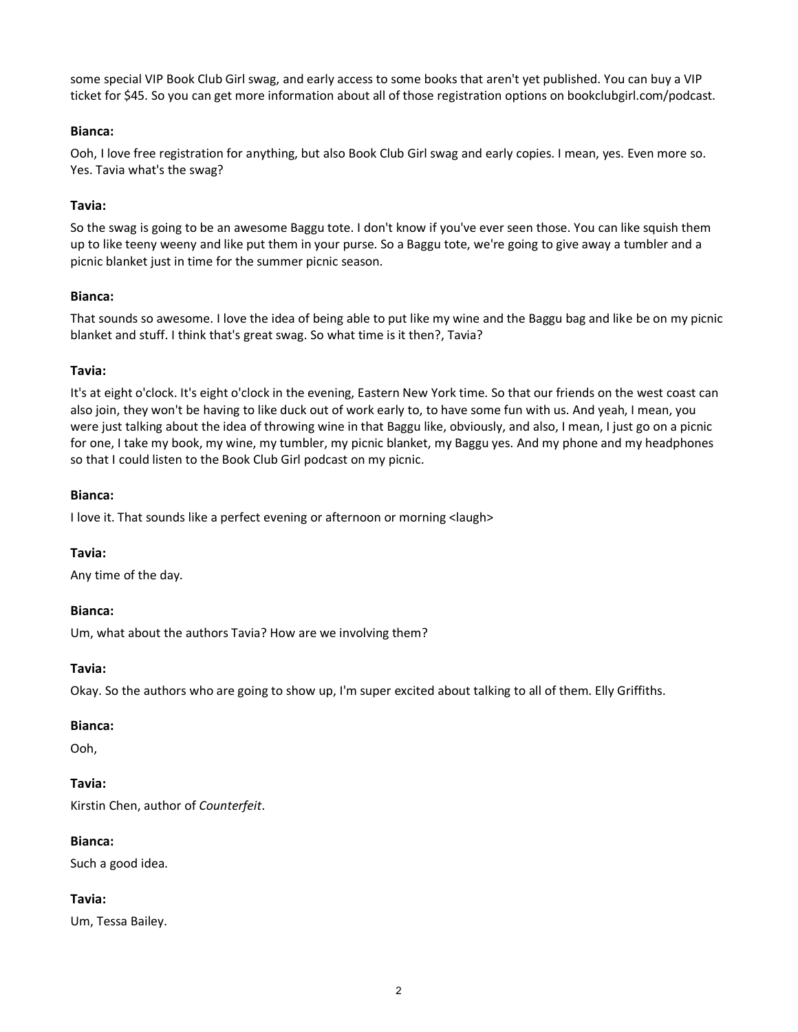some special VIP Book Club Girl swag, and early access to some books that aren't yet published. You can buy a VIP ticket for $45. So you can get more information about all of those registration options on bookclubgirl.com/podcast.

**Bianca:**

Ooh, I love free registration for anything, but also Book Club Girl swag and early copies. I mean, yes. Even more so. Yes. Tavia what's the swag?

**Tavia:**

So the swag is going to be an awesome Baggu tote. I don't know if you've ever seen those. You can like squish them up to like teeny weeny and like put them in your purse. So a Baggu tote, we're going to give away a tumbler and a picnic blanket just in time for the summer picnic season.

**Bianca:**

That sounds so awesome. I love the idea of being able to put like my wine and the Baggu bag and like be on my picnic blanket and stuff. I think that's great swag. So what time is it then?, Tavia?

**Tavia:**

It's at eight o'clock. It's eight o'clock in the evening, Eastern New York time. So that our friends on the west coast can also join, they won't be having to like duck out of work early to, to have some fun with us. And yeah, I mean, you were just talking about the idea of throwing wine in that Baggu like, obviously, and also, I mean, I just go on a picnic for one, I take my book, my wine, my tumbler, my picnic blanket, my Baggu yes. And my phone and my headphones so that I could listen to the Book Club Girl podcast on my picnic.

**Bianca:**

I love it. That sounds like a perfect evening or afternoon or morning <laugh>

**Tavia:**

Any time of the day.

**Bianca:**

Um, what about the authors Tavia? How are we involving them?

**Tavia:**

Okay. So the authors who are going to show up, I'm super excited about talking to all of them. Elly Griffiths.

**Bianca:**

Ooh,

**Tavia:**

Kirstin Chen, author of *Counterfeit*.

**Bianca:**

Such a good idea.

**Tavia:**

Um, Tessa Bailey.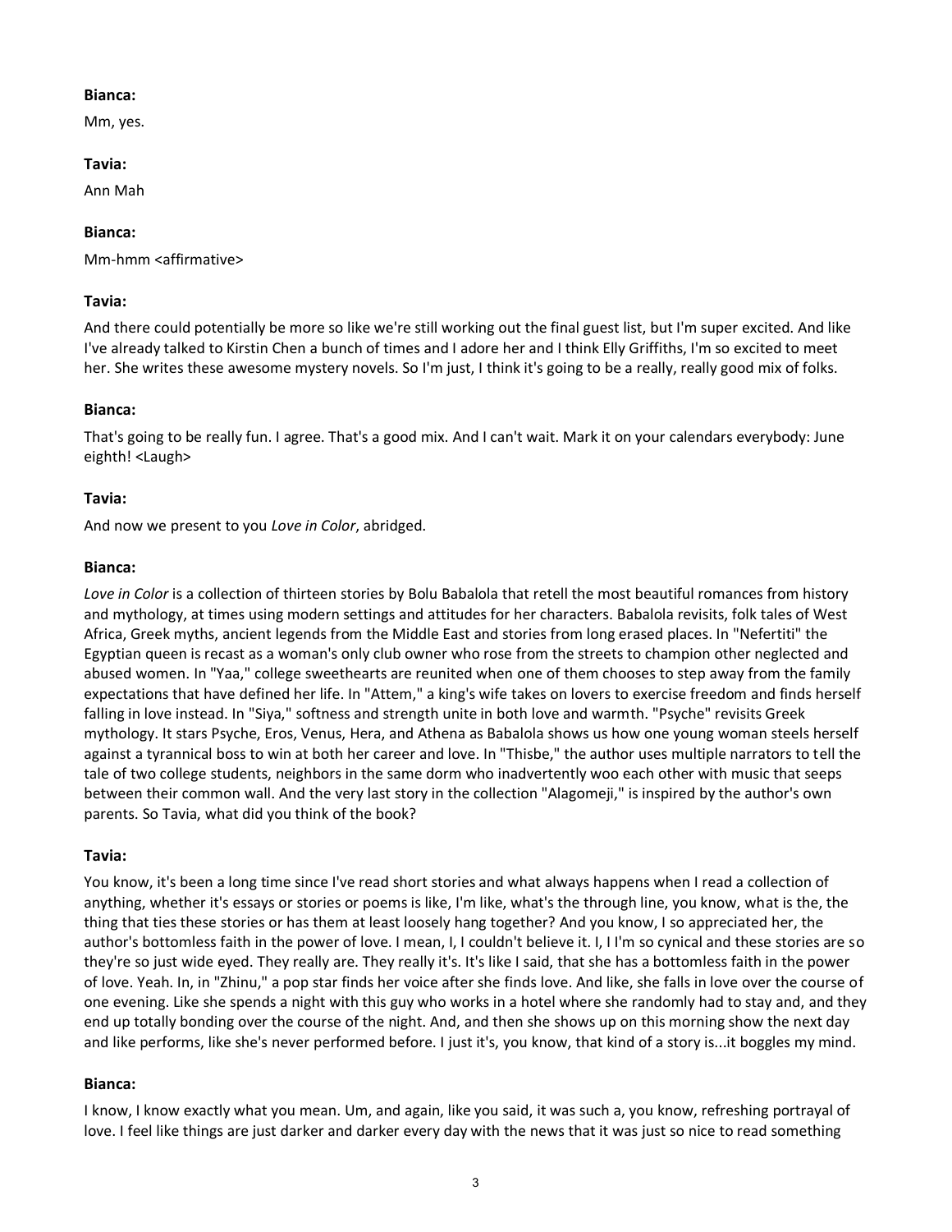**Bianca:**

Mm, yes.

**Tavia:**

Ann Mah

**Bianca:**

Mm-hmm <affirmative>

**Tavia:**

And there could potentially be more so like we're still working out the final guest list, but I'm super excited. And like I've already talked to Kirstin Chen a bunch of times and I adore her and I think Elly Griffiths, I'm so excited to meet her. She writes these awesome mystery novels. So I'm just, I think it's going to be a really, really good mix of folks.

**Bianca:**

That's going to be really fun. I agree. That's a good mix. And I can't wait. Mark it on your calendars everybody: June eighth! <Laugh>

**Tavia:**

And now we present to you *Love in Color*, abridged.

**Bianca:**

*Love in Color* is a collection of thirteen stories by Bolu Babalola that retell the most beautiful romances from history and mythology, at times using modern settings and attitudes for her characters. Babalola revisits, folk tales of West Africa, Greek myths, ancient legends from the Middle East and stories from long erased places. In "Nefertiti" the Egyptian queen is recast as a woman's only club owner who rose from the streets to champion other neglected and abused women. In "Yaa," college sweethearts are reunited when one of them chooses to step away from the family expectations that have defined her life. In "Attem," a king's wife takes on lovers to exercise freedom and finds herself falling in love instead. In "Siya," softness and strength unite in both love and warmth. "Psyche" revisits Greek mythology. It stars Psyche, Eros, Venus, Hera, and Athena as Babalola shows us how one young woman steels herself against a tyrannical boss to win at both her career and love. In "Thisbe," the author uses multiple narrators to tell the tale of two college students, neighbors in the same dorm who inadvertently woo each other with music that seeps between their common wall. And the very last story in the collection "Alagomeji," is inspired by the author's own parents. So Tavia, what did you think of the book?

**Tavia:**

You know, it's been a long time since I've read short stories and what always happens when I read a collection of anything, whether it's essays or stories or poems is like, I'm like, what's the through line, you know, what is the, the thing that ties these stories or has them at least loosely hang together? And you know, I so appreciated her, the author's bottomless faith in the power of love. I mean, I, I couldn't believe it. I, I I'm so cynical and these stories are so they're so just wide eyed. They really are. They really it's. It's like I said, that she has a bottomless faith in the power of love. Yeah. In, in "Zhinu," a pop star finds her voice after she finds love. And like, she falls in love over the course of one evening. Like she spends a night with this guy who works in a hotel where she randomly had to stay and, and they end up totally bonding over the course of the night. And, and then she shows up on this morning show the next day and like performs, like she's never performed before. I just it's, you know, that kind of a story is...it boggles my mind.

**Bianca:**

I know, I know exactly what you mean. Um, and again, like you said, it was such a, you know, refreshing portrayal of love. I feel like things are just darker and darker every day with the news that it was just so nice to read something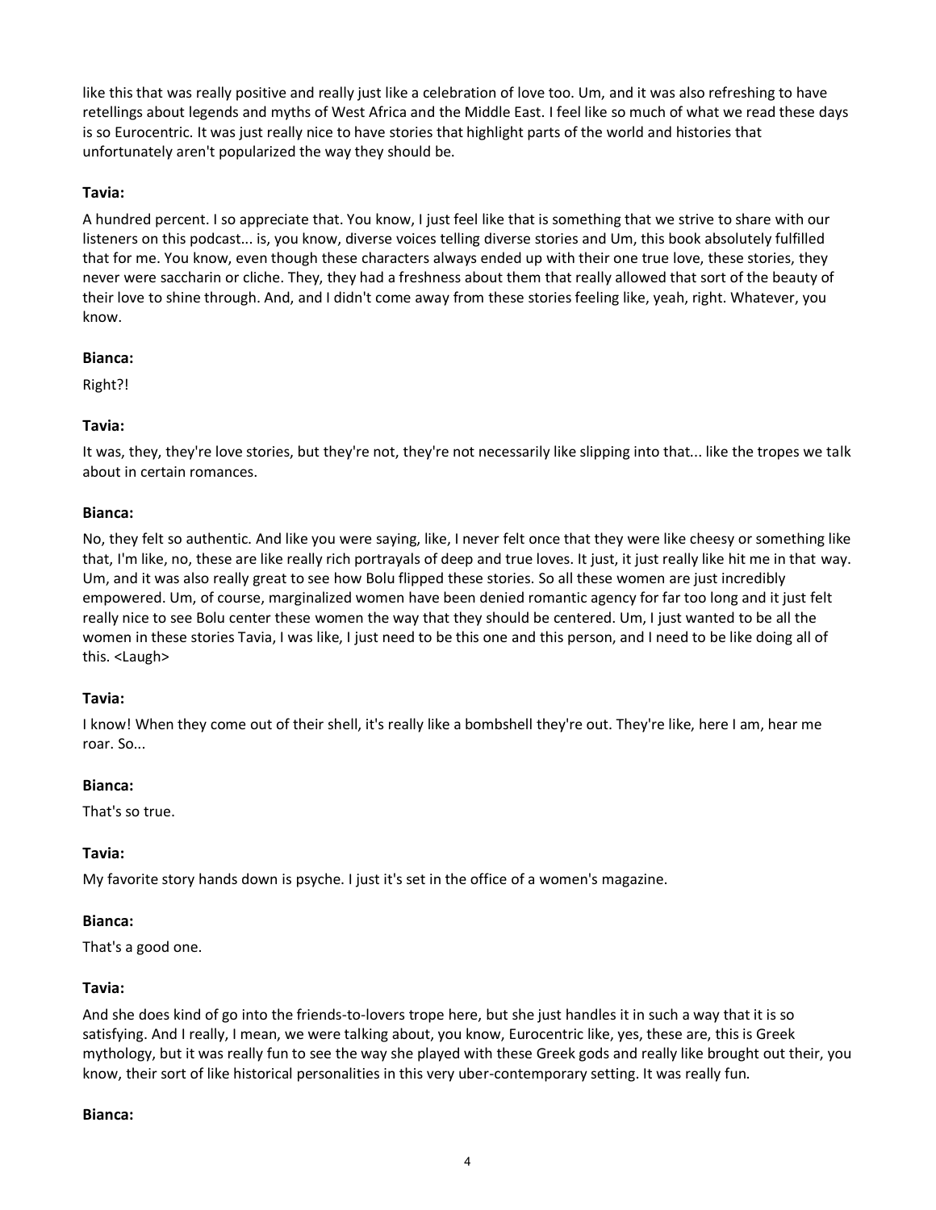like this that was really positive and really just like a celebration of love too. Um, and it was also refreshing to have retellings about legends and myths of West Africa and the Middle East. I feel like so much of what we read these days is so Eurocentric. It was just really nice to have stories that highlight parts of the world and histories that unfortunately aren't popularized the way they should be.

**Tavia:**

A hundred percent. I so appreciate that. You know, I just feel like that is something that we strive to share with our listeners on this podcast... is, you know, diverse voices telling diverse stories and Um, this book absolutely fulfilled that for me. You know, even though these characters always ended up with their one true love, these stories, they never were saccharin or cliche. They, they had a freshness about them that really allowed that sort of the beauty of their love to shine through. And, and I didn't come away from these stories feeling like, yeah, right. Whatever, you know.

**Bianca:**

Right?!

**Tavia:**

It was, they, they're love stories, but they're not, they're not necessarily like slipping into that... like the tropes we talk about in certain romances.

**Bianca:**

No, they felt so authentic. And like you were saying, like, I never felt once that they were like cheesy or something like that, I'm like, no, these are like really rich portrayals of deep and true loves. It just, it just really like hit me in that way. Um, and it was also really great to see how Bolu flipped these stories. So all these women are just incredibly empowered. Um, of course, marginalized women have been denied romantic agency for far too long and it just felt really nice to see Bolu center these women the way that they should be centered. Um, I just wanted to be all the women in these stories Tavia, I was like, I just need to be this one and this person, and I need to be like doing all of this. <Laugh>

**Tavia:**

I know! When they come out of their shell, it's really like a bombshell they're out. They're like, here I am, hear me roar. So...

**Bianca:**

That's so true.

**Tavia:**

My favorite story hands down is psyche. I just it's set in the office of a women's magazine.

**Bianca:**

That's a good one.

**Tavia:**

And she does kind of go into the friends-to-lovers trope here, but she just handles it in such a way that it is so satisfying. And I really, I mean, we were talking about, you know, Eurocentric like, yes, these are, this is Greek mythology, but it was really fun to see the way she played with these Greek gods and really like brought out their, you know, their sort of like historical personalities in this very uber-contemporary setting. It was really fun.

**Bianca:**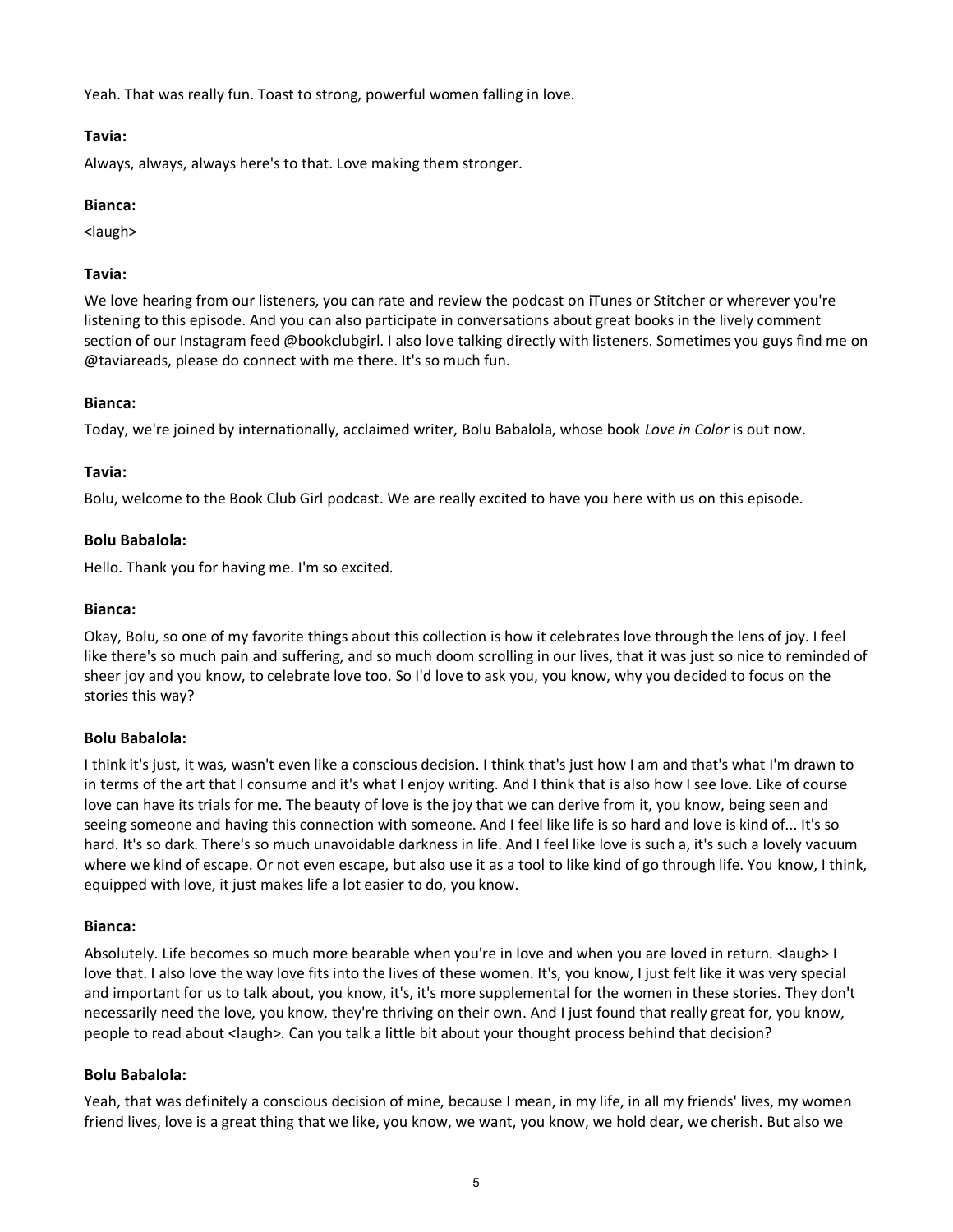Yeah. That was really fun. Toast to strong, powerful women falling in love.

**Tavia:**

Always, always, always here's to that. Love making them stronger.

**Bianca:**

<laugh>

**Tavia:**

We love hearing from our listeners, you can rate and review the podcast on iTunes or Stitcher or wherever you're listening to this episode. And you can also participate in conversations about great books in the lively comment section of our Instagram feed @bookclubgirl. I also love talking directly with listeners. Sometimes you guys find me on @taviareads, please do connect with me there. It's so much fun.

**Bianca:**

Today, we're joined by internationally, acclaimed writer, Bolu Babalola, whose book *Love in Color* is out now.

**Tavia:**

Bolu, welcome to the Book Club Girl podcast. We are really excited to have you here with us on this episode.

**Bolu Babalola:**

Hello. Thank you for having me. I'm so excited.

**Bianca:**

Okay, Bolu, so one of my favorite things about this collection is how it celebrates love through the lens of joy. I feel like there's so much pain and suffering, and so much doom scrolling in our lives, that it was just so nice to reminded of sheer joy and you know, to celebrate love too. So I'd love to ask you, you know, why you decided to focus on the stories this way?

**Bolu Babalola:**

I think it's just, it was, wasn't even like a conscious decision. I think that's just how I am and that's what I'm drawn to in terms of the art that I consume and it's what I enjoy writing. And I think that is also how I see love. Like of course love can have its trials for me. The beauty of love is the joy that we can derive from it, you know, being seen and seeing someone and having this connection with someone. And I feel like life is so hard and love is kind of... It's so hard. It's so dark. There's so much unavoidable darkness in life. And I feel like love is such a, it's such a lovely vacuum where we kind of escape. Or not even escape, but also use it as a tool to like kind of go through life. You know, I think, equipped with love, it just makes life a lot easier to do, you know.

**Bianca:**

Absolutely. Life becomes so much more bearable when you're in love and when you are loved in return. <laugh> I love that. I also love the way love fits into the lives of these women. It's, you know, I just felt like it was very special and important for us to talk about, you know, it's, it's more supplemental for the women in these stories. They don't necessarily need the love, you know, they're thriving on their own. And I just found that really great for, you know, people to read about <laugh>. Can you talk a little bit about your thought process behind that decision?

**Bolu Babalola:**

Yeah, that was definitely a conscious decision of mine, because I mean, in my life, in all my friends' lives, my women friend lives, love is a great thing that we like, you know, we want, you know, we hold dear, we cherish. But also we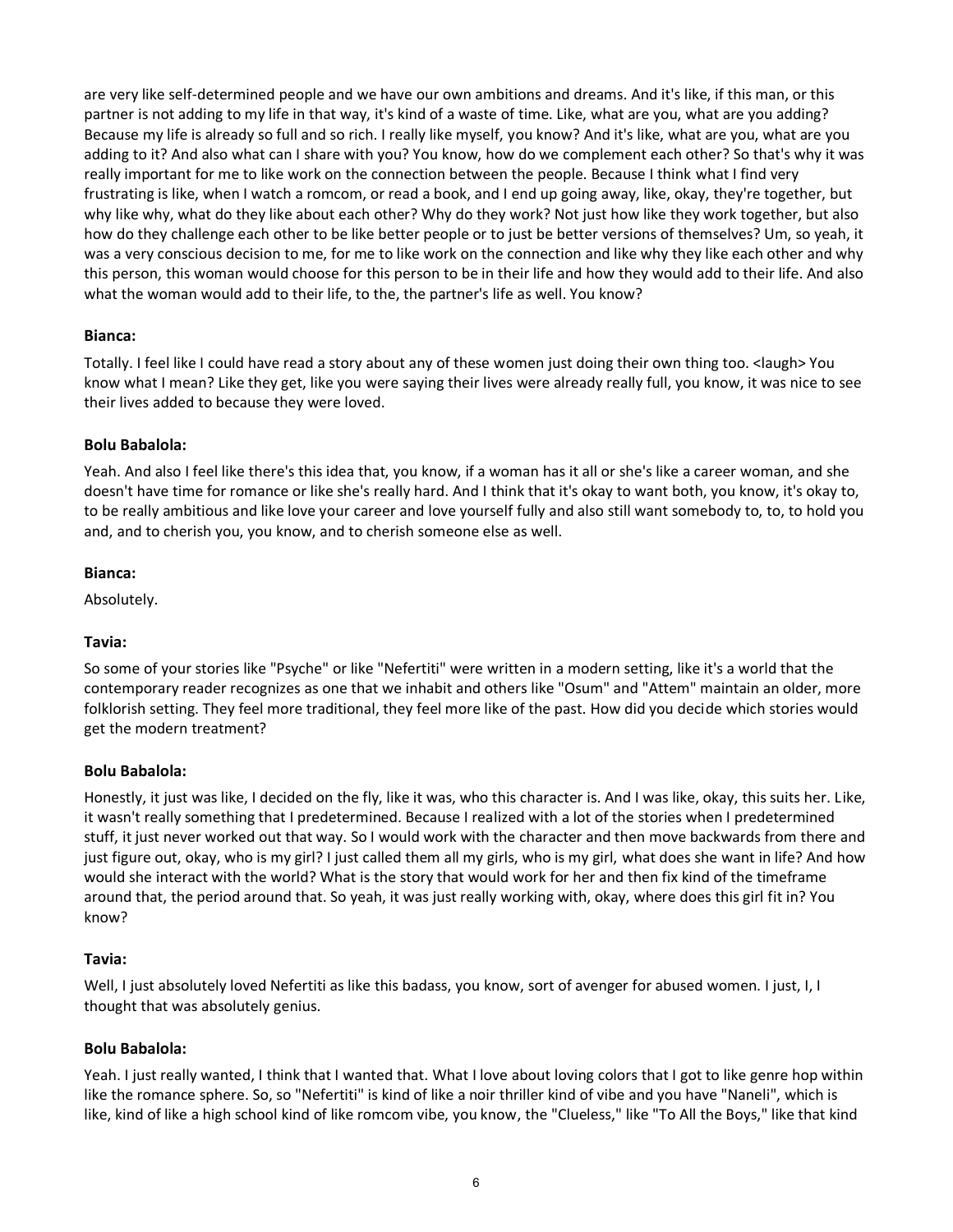are very like self-determined people and we have our own ambitions and dreams. And it's like, if this man, or this partner is not adding to my life in that way, it's kind of a waste of time. Like, what are you, what are you adding? Because my life is already so full and so rich. I really like myself, you know? And it's like, what are you, what are you adding to it? And also what can I share with you? You know, how do we complement each other? So that's why it was really important for me to like work on the connection between the people. Because I think what I find very frustrating is like, when I watch a romcom, or read a book, and I end up going away, like, okay, they're together, but why like why, what do they like about each other? Why do they work? Not just how like they work together, but also how do they challenge each other to be like better people or to just be better versions of themselves? Um, so yeah, it was a very conscious decision to me, for me to like work on the connection and like why they like each other and why this person, this woman would choose for this person to be in their life and how they would add to their life. And also what the woman would add to their life, to the, the partner's life as well. You know?

**Bianca:**

Totally. I feel like I could have read a story about any of these women just doing their own thing too. <laugh> You know what I mean? Like they get, like you were saying their lives were already really full, you know, it was nice to see their lives added to because they were loved.

**Bolu Babalola:**

Yeah. And also I feel like there's this idea that, you know, if a woman has it all or she's like a career woman, and she doesn't have time for romance or like she's really hard. And I think that it's okay to want both, you know, it's okay to, to be really ambitious and like love your career and love yourself fully and also still want somebody to, to, to hold you and, and to cherish you, you know, and to cherish someone else as well.

**Bianca:**

Absolutely.

**Tavia:**

So some of your stories like "Psyche" or like "Nefertiti" were written in a modern setting, like it's a world that the contemporary reader recognizes as one that we inhabit and others like "Osum" and "Attem" maintain an older, more folklorish setting. They feel more traditional, they feel more like of the past. How did you decide which stories would get the modern treatment?

**Bolu Babalola:**

Honestly, it just was like, I decided on the fly, like it was, who this character is. And I was like, okay, this suits her. Like, it wasn't really something that I predetermined. Because I realized with a lot of the stories when I predetermined stuff, it just never worked out that way. So I would work with the character and then move backwards from there and just figure out, okay, who is my girl? I just called them all my girls, who is my girl, what does she want in life? And how would she interact with the world? What is the story that would work for her and then fix kind of the timeframe around that, the period around that. So yeah, it was just really working with, okay, where does this girl fit in? You know?

**Tavia:**

Well, I just absolutely loved Nefertiti as like this badass, you know, sort of avenger for abused women. I just, I, I thought that was absolutely genius.

**Bolu Babalola:**

Yeah. I just really wanted, I think that I wanted that. What I love about loving colors that I got to like genre hop within like the romance sphere. So, so "Nefertiti" is kind of like a noir thriller kind of vibe and you have "Naneli", which is like, kind of like a high school kind of like romcom vibe, you know, the "Clueless," like "To All the Boys," like that kind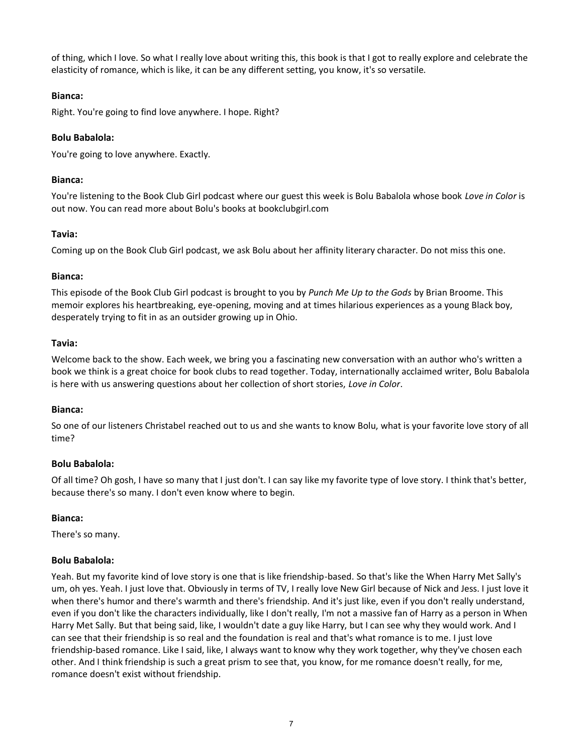of thing, which I love. So what I really love about writing this, this book is that I got to really explore and celebrate the elasticity of romance, which is like, it can be any different setting, you know, it's so versatile.

**Bianca:**

Right. You're going to find love anywhere. I hope. Right?

**Bolu Babalola:**

You're going to love anywhere. Exactly.

**Bianca:**

You're listening to the Book Club Girl podcast where our guest this week is Bolu Babalola whose book *Love in Color* is out now. You can read more about Bolu's books at bookclubgirl.com

**Tavia:**

Coming up on the Book Club Girl podcast, we ask Bolu about her affinity literary character. Do not miss this one.

**Bianca:**

This episode of the Book Club Girl podcast is brought to you by *Punch Me Up to the Gods* by Brian Broome. This memoir explores his heartbreaking, eye-opening, moving and at times hilarious experiences as a young Black boy, desperately trying to fit in as an outsider growing up in Ohio.

**Tavia:**

Welcome back to the show. Each week, we bring you a fascinating new conversation with an author who's written a book we think is a great choice for book clubs to read together. Today, internationally acclaimed writer, Bolu Babalola is here with us answering questions about her collection of short stories, *Love in Color*.

**Bianca:**

So one of our listeners Christabel reached out to us and she wants to know Bolu, what is your favorite love story of all time?

**Bolu Babalola:**

Of all time? Oh gosh, I have so many that I just don't. I can say like my favorite type of love story. I think that's better, because there's so many. I don't even know where to begin.

**Bianca:**

There's so many.

**Bolu Babalola:**

Yeah. But my favorite kind of love story is one that is like friendship-based. So that's like the When Harry Met Sally's um, oh yes. Yeah. I just love that. Obviously in terms of TV, I really love New Girl because of Nick and Jess. I just love it when there's humor and there's warmth and there's friendship. And it's just like, even if you don't really understand, even if you don't like the characters individually, like I don't really, I'm not a massive fan of Harry as a person in When Harry Met Sally. But that being said, like, I wouldn't date a guy like Harry, but I can see why they would work. And I can see that their friendship is so real and the foundation is real and that's what romance is to me. I just love friendship-based romance. Like I said, like, I always want to know why they work together, why they've chosen each other. And I think friendship is such a great prism to see that, you know, for me romance doesn't really, for me, romance doesn't exist without friendship.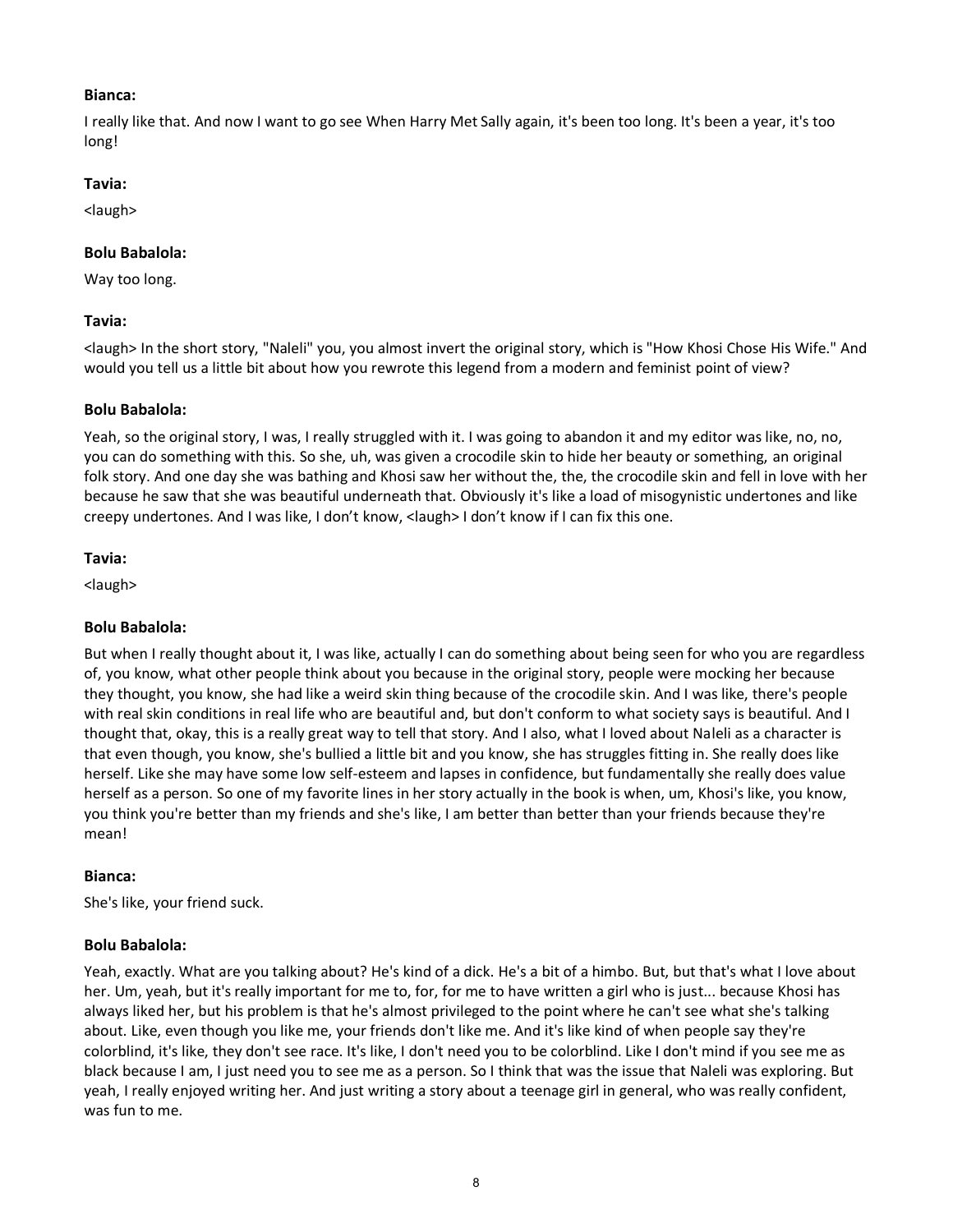**Bianca:**

I really like that. And now I want to go see When Harry Met Sally again, it's been too long. It's been a year, it's too long!

**Tavia:**

<laugh>

**Bolu Babalola:**

Way too long.

**Tavia:**

<laugh> In the short story, "Naleli" you, you almost invert the original story, which is "How Khosi Chose His Wife." And would you tell us a little bit about how you rewrote this legend from a modern and feminist point of view?

**Bolu Babalola:**

Yeah, so the original story, I was, I really struggled with it. I was going to abandon it and my editor was like, no, no, you can do something with this. So she, uh, was given a crocodile skin to hide her beauty or something, an original folk story. And one day she was bathing and Khosi saw her without the, the, the crocodile skin and fell in love with her because he saw that she was beautiful underneath that. Obviously it's like a load of misogynistic undertones and like creepy undertones. And I was like, I don't know, <laugh> I don't know if I can fix this one.

**Tavia:**

<laugh>

**Bolu Babalola:**

But when I really thought about it, I was like, actually I can do something about being seen for who you are regardless of, you know, what other people think about you because in the original story, people were mocking her because they thought, you know, she had like a weird skin thing because of the crocodile skin. And I was like, there's people with real skin conditions in real life who are beautiful and, but don't conform to what society says is beautiful. And I thought that, okay, this is a really great way to tell that story. And I also, what I loved about Naleli as a character is that even though, you know, she's bullied a little bit and you know, she has struggles fitting in. She really does like herself. Like she may have some low self-esteem and lapses in confidence, but fundamentally she really does value herself as a person. So one of my favorite lines in her story actually in the book is when, um, Khosi's like, you know, you think you're better than my friends and she's like, I am better than better than your friends because they're mean!

**Bianca:**

She's like, your friend suck.

**Bolu Babalola:**

Yeah, exactly. What are you talking about? He's kind of a dick. He's a bit of a himbo. But, but that's what I love about her. Um, yeah, but it's really important for me to, for, for me to have written a girl who is just... because Khosi has always liked her, but his problem is that he's almost privileged to the point where he can't see what she's talking about. Like, even though you like me, your friends don't like me. And it's like kind of when people say they're colorblind, it's like, they don't see race. It's like, I don't need you to be colorblind. Like I don't mind if you see me as black because I am, I just need you to see me as a person. So I think that was the issue that Naleli was exploring. But yeah, I really enjoyed writing her. And just writing a story about a teenage girl in general, who was really confident, was fun to me.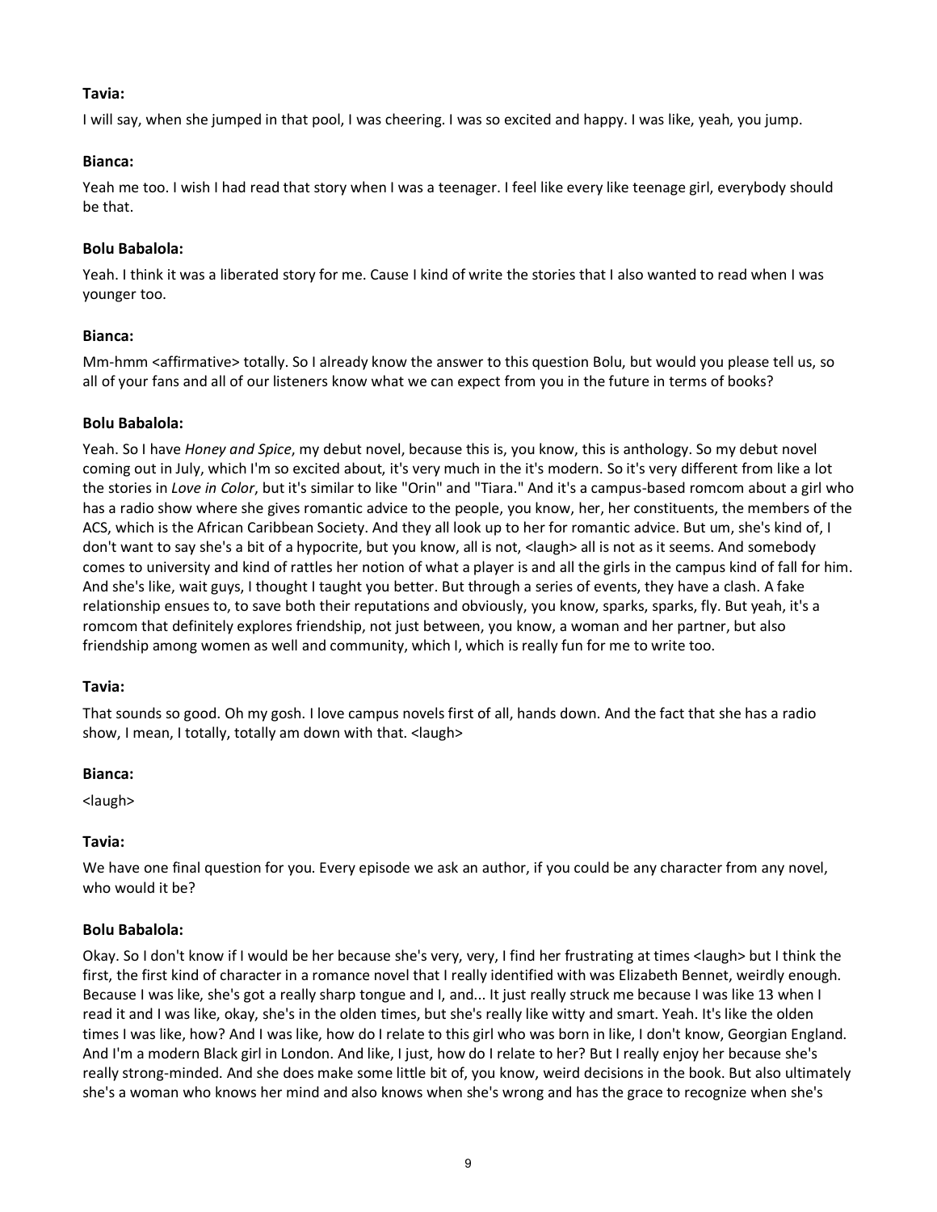**Tavia:**

I will say, when she jumped in that pool, I was cheering. I was so excited and happy. I was like, yeah, you jump.

**Bianca:**

Yeah me too. I wish I had read that story when I was a teenager. I feel like every like teenage girl, everybody should be that.

**Bolu Babalola:**

Yeah. I think it was a liberated story for me. Cause I kind of write the stories that I also wanted to read when I was younger too.

**Bianca:**

Mm-hmm <affirmative> totally. So I already know the answer to this question Bolu, but would you please tell us, so all of your fans and all of our listeners know what we can expect from you in the future in terms of books?

**Bolu Babalola:**

Yeah. So I have *Honey and Spice*, my debut novel, because this is, you know, this is anthology. So my debut novel coming out in July, which I'm so excited about, it's very much in the it's modern. So it's very different from like a lot the stories in *Love in Color*, but it's similar to like "Orin" and "Tiara." And it's a campus-based romcom about a girl who has a radio show where she gives romantic advice to the people, you know, her, her constituents, the members of the ACS, which is the African Caribbean Society. And they all look up to her for romantic advice. But um, she's kind of, I don't want to say she's a bit of a hypocrite, but you know, all is not, <laugh> all is not as it seems. And somebody comes to university and kind of rattles her notion of what a player is and all the girls in the campus kind of fall for him. And she's like, wait guys, I thought I taught you better. But through a series of events, they have a clash. A fake relationship ensues to, to save both their reputations and obviously, you know, sparks, sparks, fly. But yeah, it's a romcom that definitely explores friendship, not just between, you know, a woman and her partner, but also friendship among women as well and community, which I, which is really fun for me to write too.

**Tavia:**

That sounds so good. Oh my gosh. I love campus novels first of all, hands down. And the fact that she has a radio show, I mean, I totally, totally am down with that. <laugh>

**Bianca:**

<laugh>

**Tavia:**

We have one final question for you. Every episode we ask an author, if you could be any character from any novel, who would it be?

**Bolu Babalola:**

Okay. So I don't know if I would be her because she's very, very, I find her frustrating at times <laugh> but I think the first, the first kind of character in a romance novel that I really identified with was Elizabeth Bennet, weirdly enough. Because I was like, she's got a really sharp tongue and I, and... It just really struck me because I was like 13 when I read it and I was like, okay, she's in the olden times, but she's really like witty and smart. Yeah. It's like the olden times I was like, how? And I was like, how do I relate to this girl who was born in like, I don't know, Georgian England. And I'm a modern Black girl in London. And like, I just, how do I relate to her? But I really enjoy her because she's really strong-minded. And she does make some little bit of, you know, weird decisions in the book. But also ultimately she's a woman who knows her mind and also knows when she's wrong and has the grace to recognize when she's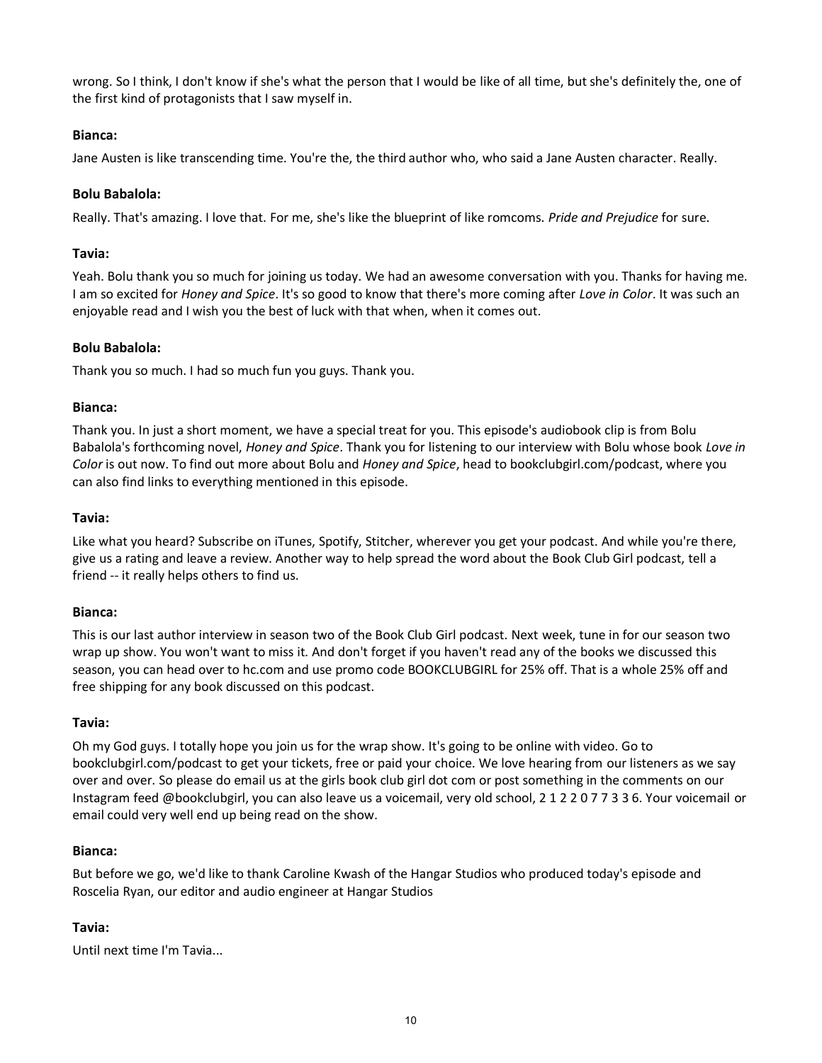wrong. So I think, I don't know if she's what the person that I would be like of all time, but she's definitely the, one of the first kind of protagonists that I saw myself in.

**Bianca:**

Jane Austen is like transcending time. You're the, the third author who, who said a Jane Austen character. Really.

**Bolu Babalola:**

Really. That's amazing. I love that. For me, she's like the blueprint of like romcoms. *Pride and Prejudice* for sure.

**Tavia:**

Yeah. Bolu thank you so much for joining us today. We had an awesome conversation with you. Thanks for having me. I am so excited for *Honey and Spice*. It's so good to know that there's more coming after *Love in Color*. It was such an enjoyable read and I wish you the best of luck with that when, when it comes out.

**Bolu Babalola:**

Thank you so much. I had so much fun you guys. Thank you.

**Bianca:**

Thank you. In just a short moment, we have a special treat for you. This episode's audiobook clip is from Bolu Babalola's forthcoming novel, *Honey and Spice*. Thank you for listening to our interview with Bolu whose book *Love in Color* is out now. To find out more about Bolu and *Honey and Spice*, head to bookclubgirl.com/podcast, where you can also find links to everything mentioned in this episode.

**Tavia:**

Like what you heard? Subscribe on iTunes, Spotify, Stitcher, wherever you get your podcast. And while you're there, give us a rating and leave a review. Another way to help spread the word about the Book Club Girl podcast, tell a friend -- it really helps others to find us.

**Bianca:**

This is our last author interview in season two of the Book Club Girl podcast. Next week, tune in for our season two wrap up show. You won't want to miss it. And don't forget if you haven't read any of the books we discussed this season, you can head over to hc.com and use promo code BOOKCLUBGIRL for 25% off. That is a whole 25% off and free shipping for any book discussed on this podcast.

**Tavia:**

Oh my God guys. I totally hope you join us for the wrap show. It's going to be online with video. Go to bookclubgirl.com/podcast to get your tickets, free or paid your choice. We love hearing from our listeners as we say over and over. So please do email us at the girls book club girl dot com or post something in the comments on our Instagram feed @bookclubgirl, you can also leave us a voicemail, very old school, 2 1 2 2 0 7 7 3 3 6. Your voicemail or email could very well end up being read on the show.

**Bianca:**

But before we go, we'd like to thank Caroline Kwash of the Hangar Studios who produced today's episode and Roscelia Ryan, our editor and audio engineer at Hangar Studios

**Tavia:**

Until next time I'm Tavia...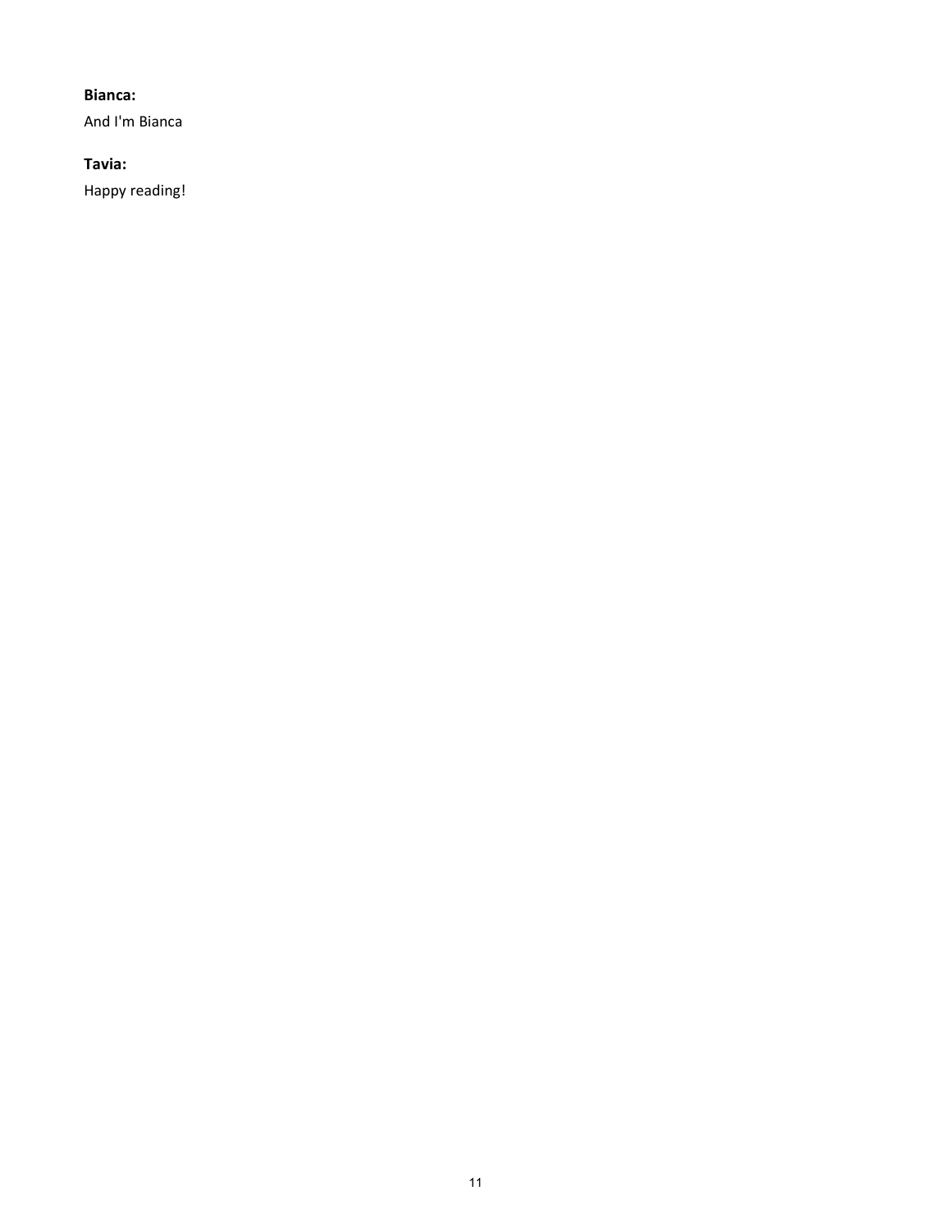**Bianca:**

And I'm Bianca

**Tavia:**

Happy reading!